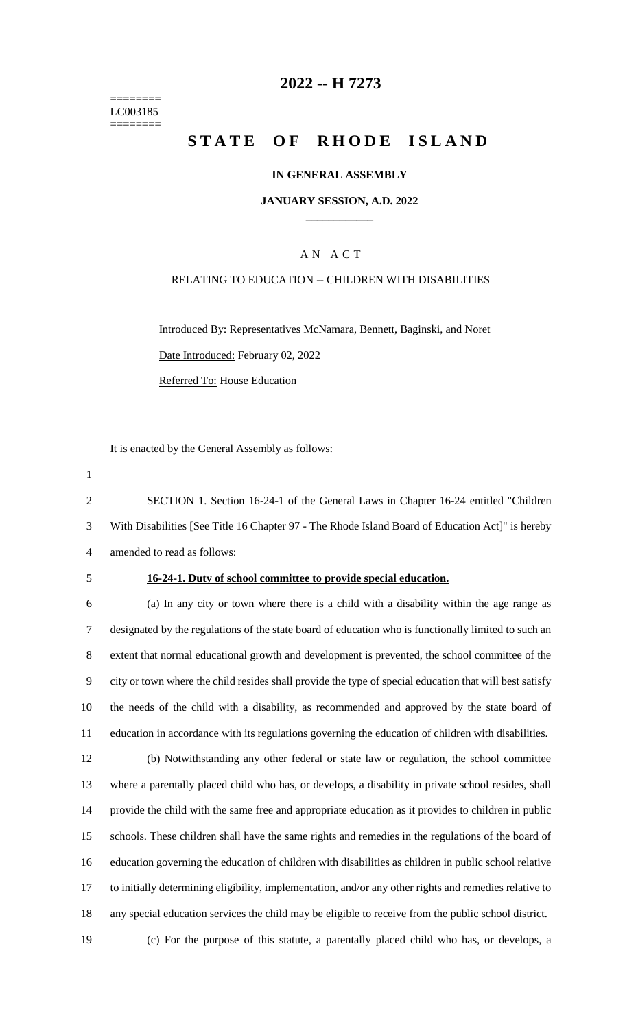========
LC003185
========

# 2022 -- H 7273

# STATE OF RHODE ISLAND

**IN GENERAL ASSEMBLY**

**JANUARY SESSION, A.D. 2022**

A N A C T

RELATING TO EDUCATION -- CHILDREN WITH DISABILITIES

Introduced By: Representatives McNamara, Bennett, Baginski, and Noret

Date Introduced: February 02, 2022

Referred To: House Education

It is enacted by the General Assembly as follows:

SECTION 1. Section 16-24-1 of the General Laws in Chapter 16-24 entitled "Children With Disabilities [See Title 16 Chapter 97 - The Rhode Island Board of Education Act]" is hereby amended to read as follows:

**16-24-1. Duty of school committee to provide special education.**

(a) In any city or town where there is a child with a disability within the age range as designated by the regulations of the state board of education who is functionally limited to such an extent that normal educational growth and development is prevented, the school committee of the city or town where the child resides shall provide the type of special education that will best satisfy the needs of the child with a disability, as recommended and approved by the state board of education in accordance with its regulations governing the education of children with disabilities.

(b) Notwithstanding any other federal or state law or regulation, the school committee where a parentally placed child who has, or develops, a disability in private school resides, shall provide the child with the same free and appropriate education as it provides to children in public schools. These children shall have the same rights and remedies in the regulations of the board of education governing the education of children with disabilities as children in public school relative to initially determining eligibility, implementation, and/or any other rights and remedies relative to any special education services the child may be eligible to receive from the public school district.

(c) For the purpose of this statute, a parentally placed child who has, or develops, a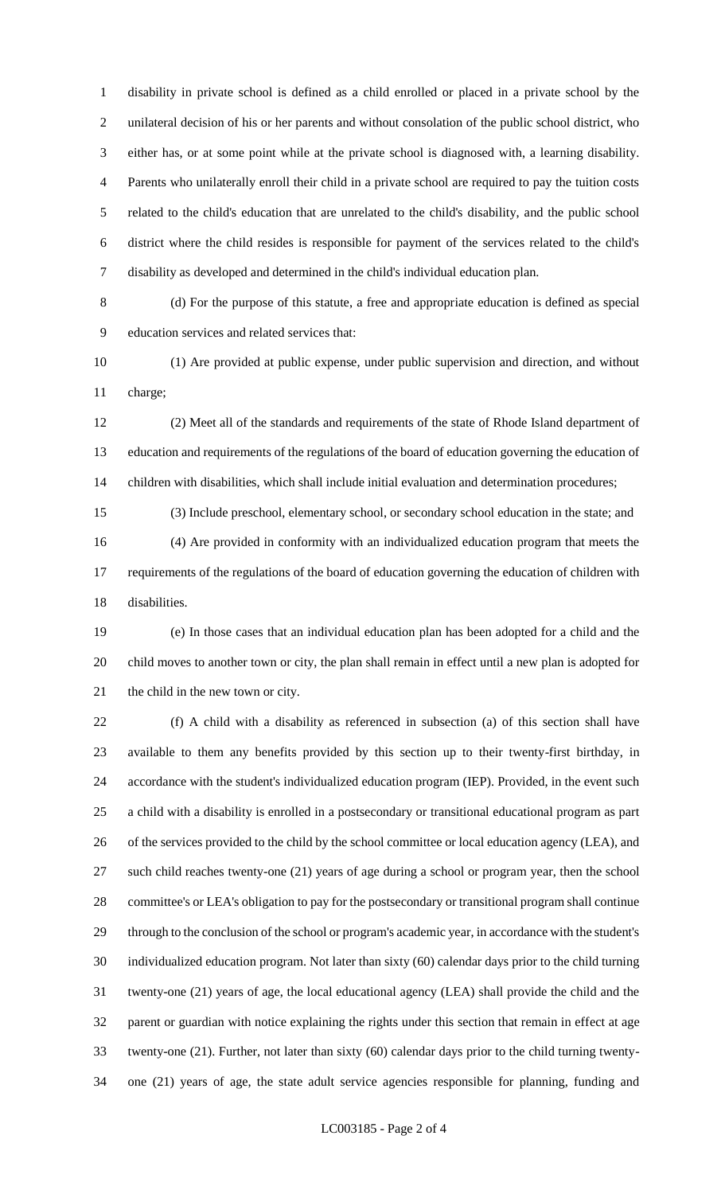disability in private school is defined as a child enrolled or placed in a private school by the unilateral decision of his or her parents and without consolation of the public school district, who either has, or at some point while at the private school is diagnosed with, a learning disability. Parents who unilaterally enroll their child in a private school are required to pay the tuition costs related to the child's education that are unrelated to the child's disability, and the public school district where the child resides is responsible for payment of the services related to the child's disability as developed and determined in the child's individual education plan.

(d) For the purpose of this statute, a free and appropriate education is defined as special education services and related services that:

(1) Are provided at public expense, under public supervision and direction, and without charge;

(2) Meet all of the standards and requirements of the state of Rhode Island department of education and requirements of the regulations of the board of education governing the education of children with disabilities, which shall include initial evaluation and determination procedures;

(3) Include preschool, elementary school, or secondary school education in the state; and

(4) Are provided in conformity with an individualized education program that meets the requirements of the regulations of the board of education governing the education of children with disabilities.

(e) In those cases that an individual education plan has been adopted for a child and the child moves to another town or city, the plan shall remain in effect until a new plan is adopted for the child in the new town or city.

(f) A child with a disability as referenced in subsection (a) of this section shall have available to them any benefits provided by this section up to their twenty-first birthday, in accordance with the student's individualized education program (IEP). Provided, in the event such a child with a disability is enrolled in a postsecondary or transitional educational program as part of the services provided to the child by the school committee or local education agency (LEA), and such child reaches twenty-one (21) years of age during a school or program year, then the school committee's or LEA's obligation to pay for the postsecondary or transitional program shall continue through to the conclusion of the school or program's academic year, in accordance with the student's individualized education program. Not later than sixty (60) calendar days prior to the child turning twenty-one (21) years of age, the local educational agency (LEA) shall provide the child and the parent or guardian with notice explaining the rights under this section that remain in effect at age twenty-one (21). Further, not later than sixty (60) calendar days prior to the child turning twenty-one (21) years of age, the state adult service agencies responsible for planning, funding and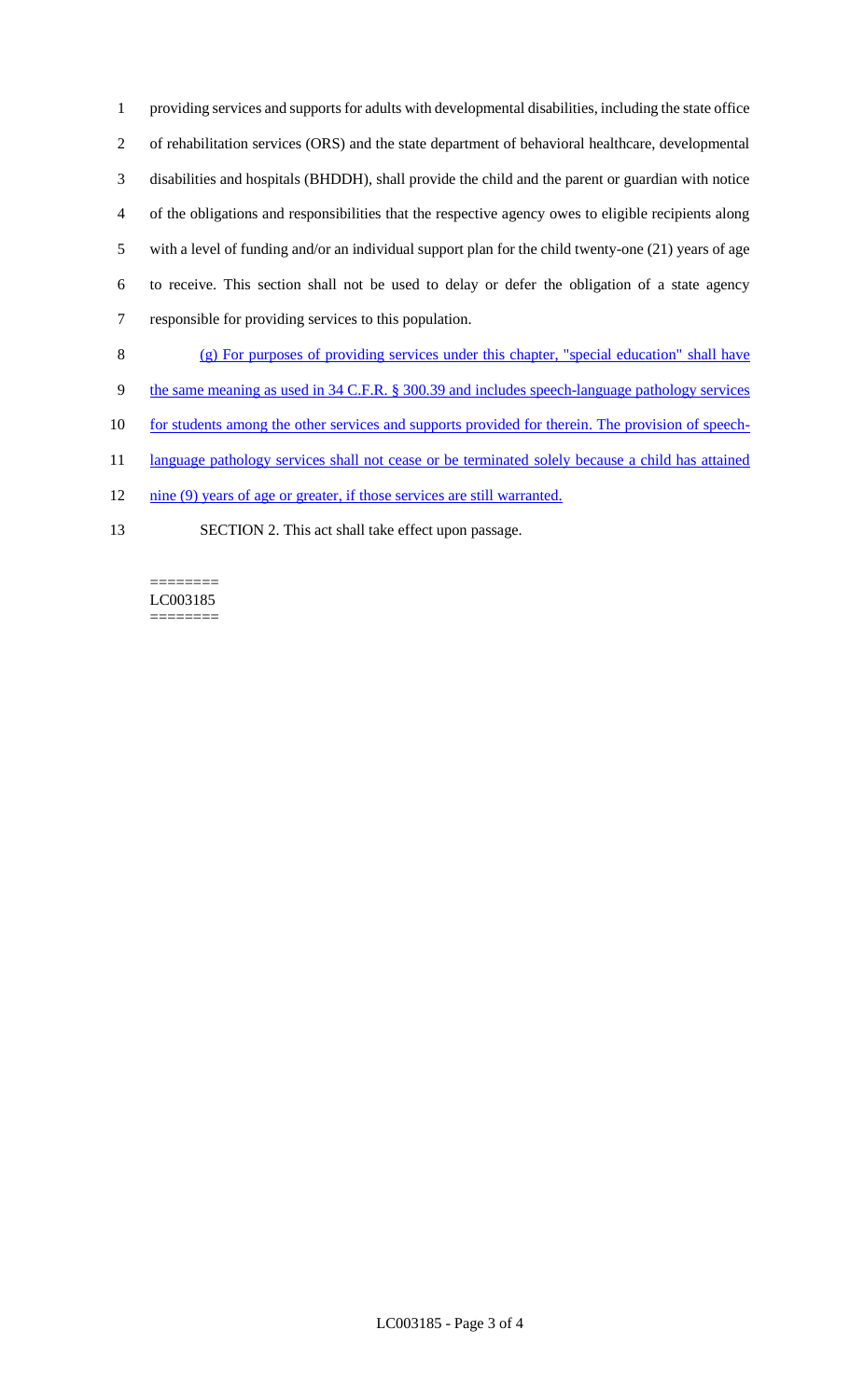providing services and supports for adults with developmental disabilities, including the state office of rehabilitation services (ORS) and the state department of behavioral healthcare, developmental disabilities and hospitals (BHDDH), shall provide the child and the parent or guardian with notice of the obligations and responsibilities that the respective agency owes to eligible recipients along with a level of funding and/or an individual support plan for the child twenty-one (21) years of age to receive. This section shall not be used to delay or defer the obligation of a state agency responsible for providing services to this population.

(g) For purposes of providing services under this chapter, "special education" shall have the same meaning as used in 34 C.F.R. § 300.39 and includes speech-language pathology services for students among the other services and supports provided for therein. The provision of speech-language pathology services shall not cease or be terminated solely because a child has attained nine (9) years of age or greater, if those services are still warranted.

SECTION 2. This act shall take effect upon passage.

========
LC003185
========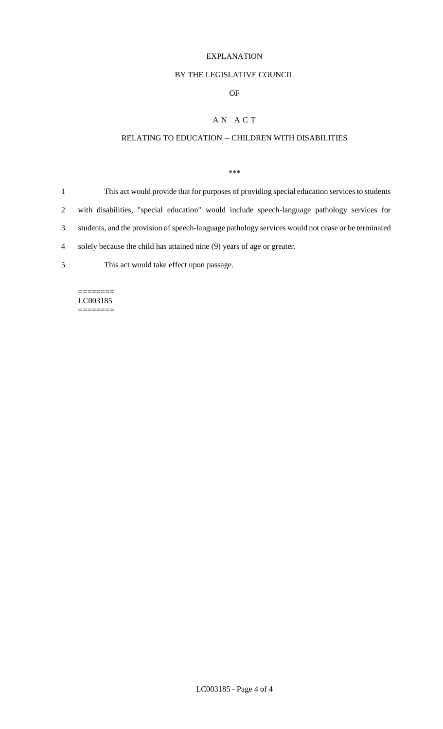EXPLANATION

BY THE LEGISLATIVE COUNCIL

OF

A N A C T

RELATING TO EDUCATION -- CHILDREN WITH DISABILITIES

\*\*\*

1 This act would provide that for purposes of providing special education services to students
2 with disabilities, "special education" would include speech-language pathology services for
3 students, and the provision of speech-language pathology services would not cease or be terminated
4 solely because the child has attained nine (9) years of age or greater.
5 This act would take effect upon passage.

========
LC003185
========